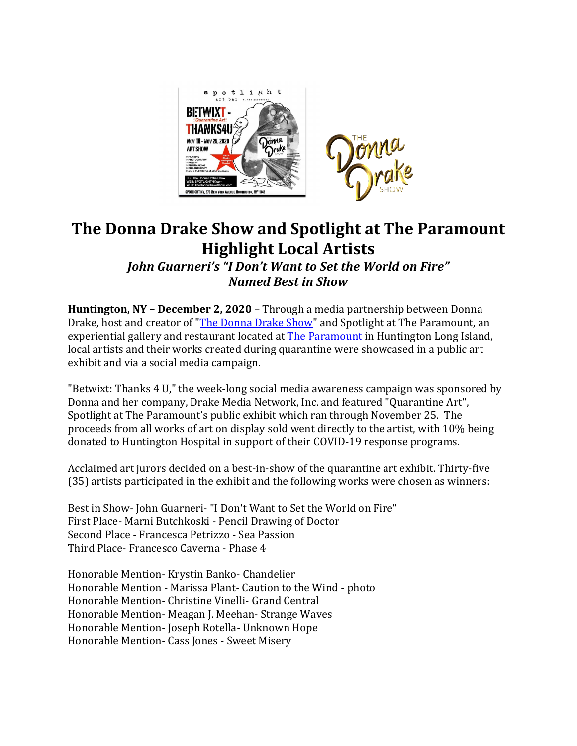# The Donna Drake Show and Spotlight at The Paramount Highlight Local Artists

***John Guarneri's "I Don't Want to Set the World on Fire" Named Best in Show***

**Huntington, NY – December 2, 2020** – Through a media partnership between Donna Drake, host and creator of "The Donna Drake Show" and Spotlight at The Paramount, an experiential gallery and restaurant located at The Paramount in Huntington Long Island, local artists and their works created during quarantine were showcased in a public art exhibit and via a social media campaign.

"Betwixt: Thanks 4 U," the week-long social media awareness campaign was sponsored by Donna and her company, Drake Media Network, Inc. and featured "Quarantine Art", Spotlight at The Paramount's public exhibit which ran through November 25. The proceeds from all works of art on display sold went directly to the artist, with 10% being donated to Huntington Hospital in support of their COVID-19 response programs.

Acclaimed art jurors decided on a best-in-show of the quarantine art exhibit. Thirty-five (35) artists participated in the exhibit and the following works were chosen as winners:

Best in Show- John Guarneri- "I Don't Want to Set the World on Fire"
First Place- Marni Butchkoski - Pencil Drawing of Doctor
Second Place - Francesca Petrizzo - Sea Passion
Third Place- Francesco Caverna - Phase 4

Honorable Mention- Krystin Banko- Chandelier
Honorable Mention - Marissa Plant- Caution to the Wind - photo
Honorable Mention- Christine Vinelli- Grand Central
Honorable Mention- Meagan J. Meehan- Strange Waves
Honorable Mention- Joseph Rotella- Unknown Hope
Honorable Mention- Cass Jones - Sweet Misery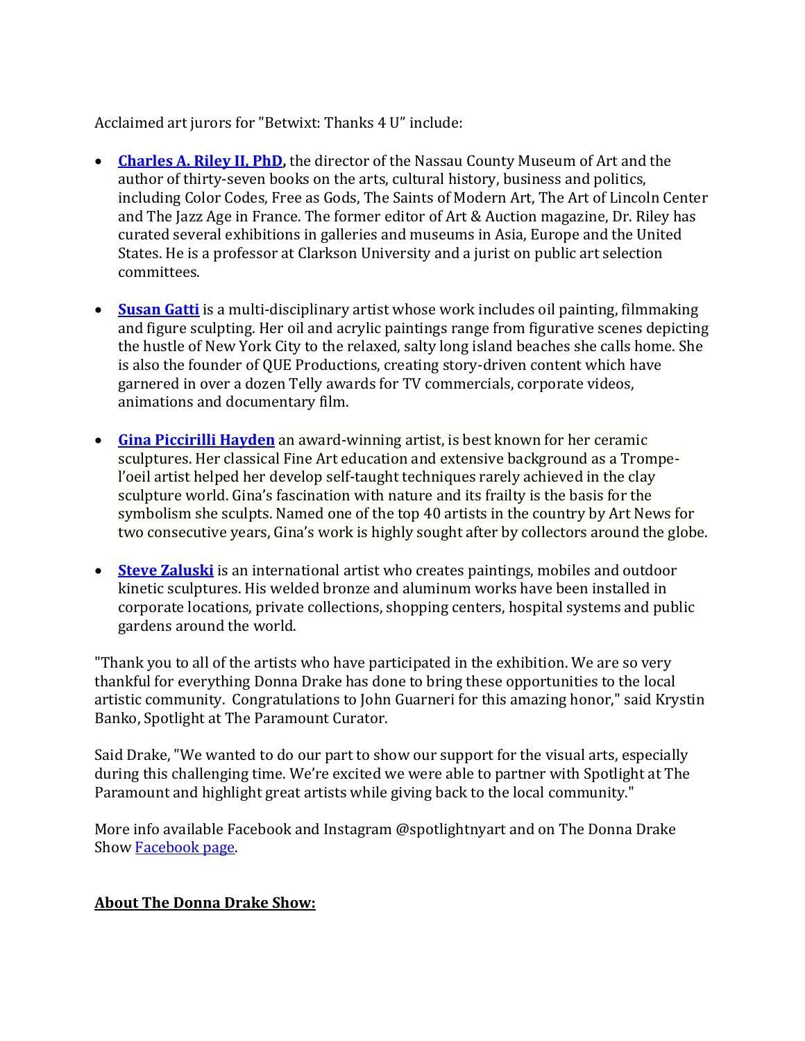Acclaimed art jurors for "Betwixt: Thanks 4 U" include:

- **Charles A. Riley II, PhD,** the director of the Nassau County Museum of Art and the author of thirty-seven books on the arts, cultural history, business and politics, including Color Codes, Free as Gods, The Saints of Modern Art, The Art of Lincoln Center and The Jazz Age in France. The former editor of Art & Auction magazine, Dr. Riley has curated several exhibitions in galleries and museums in Asia, Europe and the United States. He is a professor at Clarkson University and a jurist on public art selection committees.

- **Susan Gatti** is a multi-disciplinary artist whose work includes oil painting, filmmaking and figure sculpting. Her oil and acrylic paintings range from figurative scenes depicting the hustle of New York City to the relaxed, salty long island beaches she calls home. She is also the founder of QUE Productions, creating story-driven content which have garnered in over a dozen Telly awards for TV commercials, corporate videos, animations and documentary film.

- **Gina Piccirilli Hayden** an award-winning artist, is best known for her ceramic sculptures. Her classical Fine Art education and extensive background as a Trompe-l'oeil artist helped her develop self-taught techniques rarely achieved in the clay sculpture world. Gina's fascination with nature and its frailty is the basis for the symbolism she sculpts. Named one of the top 40 artists in the country by Art News for two consecutive years, Gina's work is highly sought after by collectors around the globe.

- **Steve Zaluski** is an international artist who creates paintings, mobiles and outdoor kinetic sculptures. His welded bronze and aluminum works have been installed in corporate locations, private collections, shopping centers, hospital systems and public gardens around the world.

"Thank you to all of the artists who have participated in the exhibition. We are so very thankful for everything Donna Drake has done to bring these opportunities to the local artistic community. Congratulations to John Guarneri for this amazing honor," said Krystin Banko, Spotlight at The Paramount Curator.

Said Drake, "We wanted to do our part to show our support for the visual arts, especially during this challenging time. We're excited we were able to partner with Spotlight at The Paramount and highlight great artists while giving back to the local community."

More info available Facebook and Instagram @spotlightnyart and on The Donna Drake Show Facebook page.

**About The Donna Drake Show:**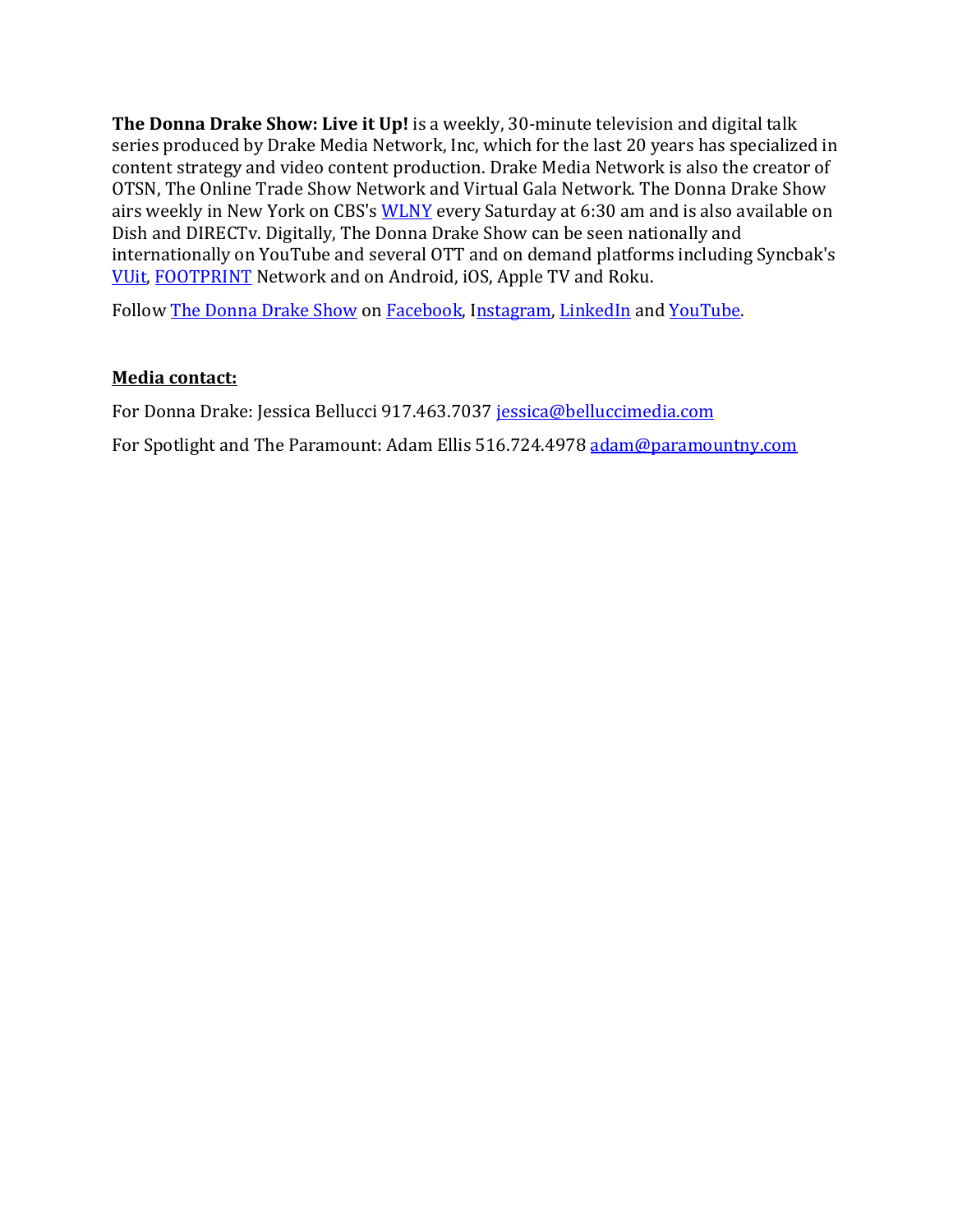**The Donna Drake Show: Live it Up!** is a weekly, 30-minute television and digital talk series produced by Drake Media Network, Inc, which for the last 20 years has specialized in content strategy and video content production. Drake Media Network is also the creator of OTSN, The Online Trade Show Network and Virtual Gala Network. The Donna Drake Show airs weekly in New York on CBS's WLNY every Saturday at 6:30 am and is also available on Dish and DIRECTv. Digitally, The Donna Drake Show can be seen nationally and internationally on YouTube and several OTT and on demand platforms including Syncbak's VUit, FOOTPRINT Network and on Android, iOS, Apple TV and Roku.

Follow The Donna Drake Show on Facebook, Instagram, LinkedIn and YouTube.

**Media contact:**

For Donna Drake: Jessica Bellucci 917.463.7037 jessica@belluccimedia.com

For Spotlight and The Paramount: Adam Ellis 516.724.4978 adam@paramountny.com